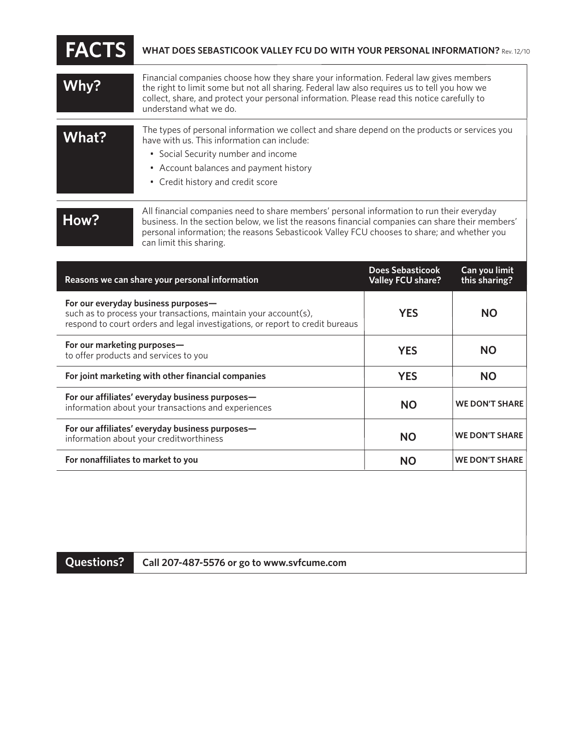# FACTS

**WHAT DOES SEBASTICOOK VALLEY FCU DO WITH YOUR PERSONAL INFORMATION?** Rev. 12/10

## Why?

Financial companies choose how they share your information. Federal law gives members the right to limit some but not all sharing. Federal law also requires us to tell you how we collect, share, and protect your personal information. Please read this notice carefully to understand what we do.

## What?

The types of personal information we collect and share depend on the products or services you have with us. This information can include:

- Social Security number and income
- Account balances and payment history
- Credit history and credit score

## How?

All financial companies need to share members' personal information to run their everyday business. In the section below, we list the reasons financial companies can share their members' personal information; the reasons Sebasticook Valley FCU chooses to share; and whether you can limit this sharing.

| Reasons we can share your personal information | Does Sebasticook Valley FCU share? | Can you limit this sharing? |
|---|---|---|
| **For our everyday business purposes—** such as to process your transactions, maintain your account(s), respond to court orders and legal investigations, or report to credit bureaus | **YES** | **NO** |
| **For our marketing purposes—** to offer products and services to you | **YES** | **NO** |
| **For joint marketing with other financial companies** | **YES** | **NO** |
| **For our affiliates' everyday business purposes—** information about your transactions and experiences | **NO** | **WE DON'T SHARE** |
| **For our affiliates' everyday business purposes—** information about your creditworthiness | **NO** | **WE DON'T SHARE** |
| **For nonaffiliates to market to you** | **NO** | **WE DON'T SHARE** |

## Questions?

**Call 207-487-5576 or go to www.svfcume.com**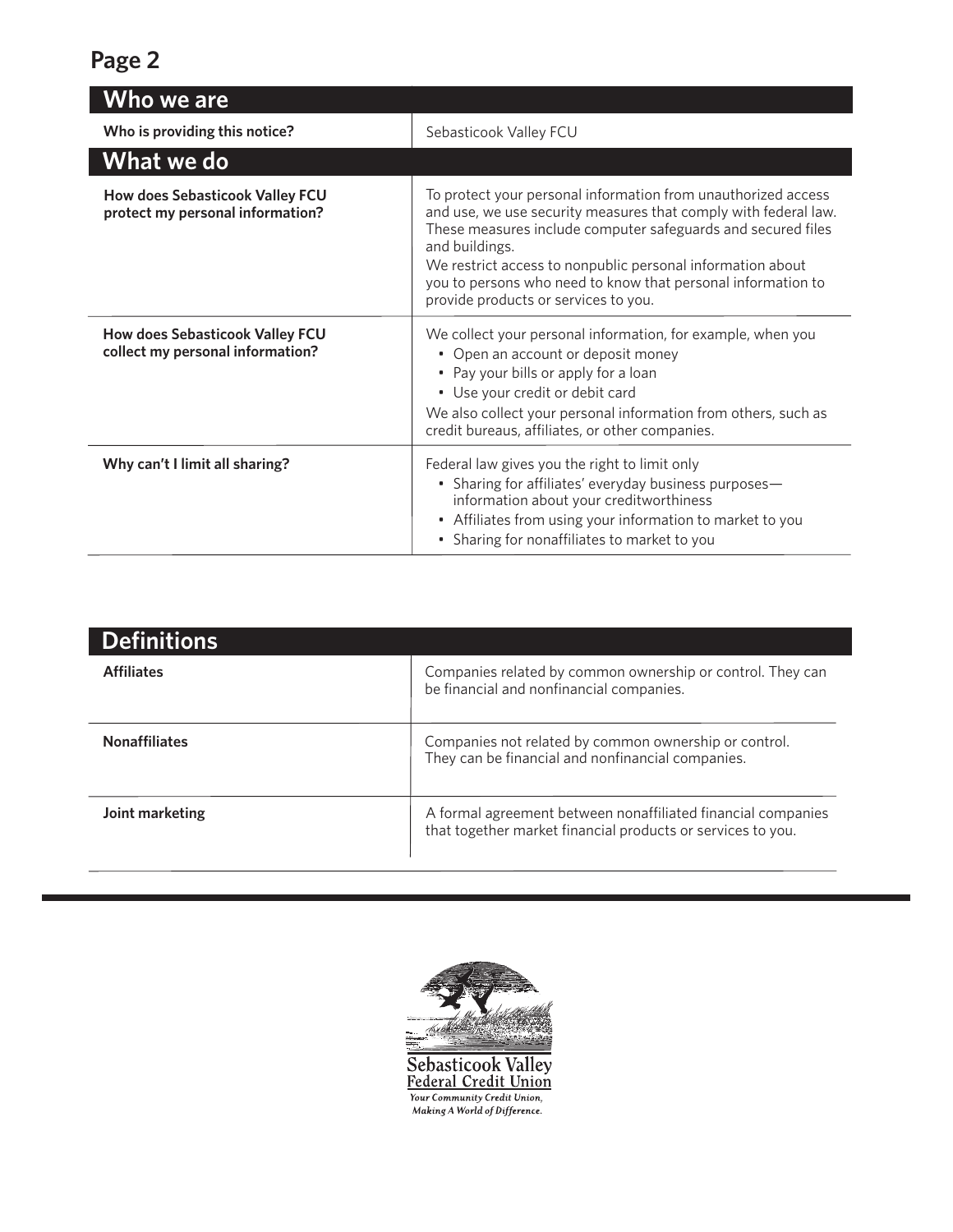## Page 2

| Who we are | |
|---|---|
| **Who is providing this notice?** | Sebasticook Valley FCU |

| What we do | |
|---|---|
| **How does Sebasticook Valley FCU protect my personal information?** | To protect your personal information from unauthorized access and use, we use security measures that comply with federal law. These measures include computer safeguards and secured files and buildings.<br>We restrict access to nonpublic personal information about you to persons who need to know that personal information to provide products or services to you. |
| **How does Sebasticook Valley FCU collect my personal information?** | We collect your personal information, for example, when you<br>• Open an account or deposit money<br>• Pay your bills or apply for a loan<br>• Use your credit or debit card<br>We also collect your personal information from others, such as credit bureaus, affiliates, or other companies. |
| **Why can't I limit all sharing?** | Federal law gives you the right to limit only<br>• Sharing for affiliates' everyday business purposes—information about your creditworthiness<br>• Affiliates from using your information to market to you<br>• Sharing for nonaffiliates to market to you |

| Definitions | |
|---|---|
| **Affiliates** | Companies related by common ownership or control. They can be financial and nonfinancial companies. |
| **Nonaffiliates** | Companies not related by common ownership or control. They can be financial and nonfinancial companies. |
| **Joint marketing** | A formal agreement between nonaffiliated financial companies that together market financial products or services to you. |

Sebasticook Valley
Federal Credit Union
*Your Community Credit Union,*
*Making A World of Difference.*